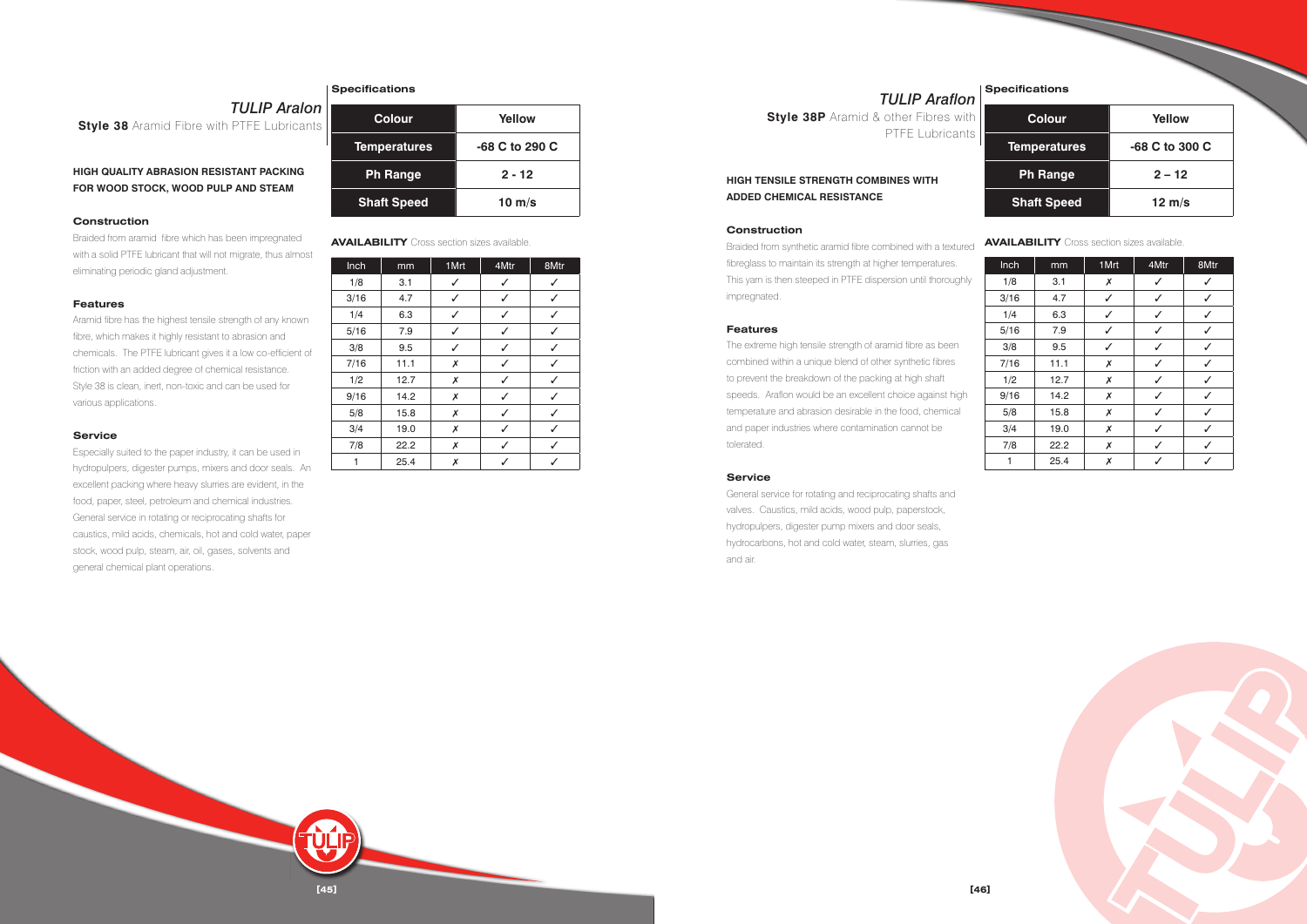# TULIP Aralon

**Style 38** Aramid Fibre with PTFE Lubricants

**HIGH QUALITY ABRASION RESISTANT PACKING FOR WOOD STOCK, WOOD PULP AND STEAM**

### Construction

Braided from aramid fibre which has been impregnated with a solid PTFE lubricant that will not migrate, thus almost eliminating periodic gland adjustment.

### Features

Aramid fibre has the highest tensile strength of any known fibre, which makes it highly resistant to abrasion and chemicals. The PTFE lubricant gives it a low co-efficient of friction with an added degree of chemical resistance. Style 38 is clean, inert, non-toxic and can be used for various applications.

### Service

Especially suited to the paper industry, it can be used in hydropulpers, digester pumps, mixers and door seals. An excellent packing where heavy slurries are evident, in the food, paper, steel, petroleum and chemical industries. General service in rotating or reciprocating shafts for caustics, mild acids, chemicals, hot and cold water, paper stock, wood pulp, steam, air, oil, gases, solvents and general chemical plant operations.

### Specifications

| Colour | Yellow |
|---|---|
| Temperatures | -68 C to 290 C |
| Ph Range | 2 - 12 |
| Shaft Speed | 10 m/s |

**AVAILABILITY** Cross section sizes available.

| Inch | mm | 1Mrt | 4Mtr | 8Mtr |
|---|---|---|---|---|
| 1/8 | 3.1 | ✓ | ✓ | ✓ |
| 3/16 | 4.7 | ✓ | ✓ | ✓ |
| 1/4 | 6.3 | ✓ | ✓ | ✓ |
| 5/16 | 7.9 | ✓ | ✓ | ✓ |
| 3/8 | 9.5 | ✓ | ✓ | ✓ |
| 7/16 | 11.1 | ✗ | ✓ | ✓ |
| 1/2 | 12.7 | ✗ | ✓ | ✓ |
| 9/16 | 14.2 | ✗ | ✓ | ✓ |
| 5/8 | 15.8 | ✗ | ✓ | ✓ |
| 3/4 | 19.0 | ✗ | ✓ | ✓ |
| 7/8 | 22.2 | ✗ | ✓ | ✓ |
| 1 | 25.4 | ✗ | ✓ | ✓ |

# TULIP Araflon

**Style 38P** Aramid & other Fibres with PTFE Lubricants

**HIGH TENSILE STRENGTH COMBINES WITH ADDED CHEMICAL RESISTANCE**

### Construction

Braided from synthetic aramid fibre combined with a textured fibreglass to maintain its strength at higher temperatures. This yarn is then steeped in PTFE dispersion until thoroughly impregnated.

### Features

The extreme high tensile strength of aramid fibre as been combined within a unique blend of other synthetic fibres to prevent the breakdown of the packing at high shaft speeds. Araflon would be an excellent choice against high temperature and abrasion desirable in the food, chemical and paper industries where contamination cannot be tolerated.

### Service

General service for rotating and reciprocating shafts and valves. Caustics, mild acids, wood pulp, paperstock, hydropulpers, digester pump mixers and door seals, hydrocarbons, hot and cold water, steam, slurries, gas and air.

### Specifications

| Colour | Yellow |
|---|---|
| Temperatures | -68 C to 300 C |
| Ph Range | 2 – 12 |
| Shaft Speed | 12 m/s |

**AVAILABILITY** Cross section sizes available.

| Inch | mm | 1Mrt | 4Mtr | 8Mtr |
|---|---|---|---|---|
| 1/8 | 3.1 | ✗ | ✓ | ✓ |
| 3/16 | 4.7 | ✓ | ✓ | ✓ |
| 1/4 | 6.3 | ✓ | ✓ | ✓ |
| 5/16 | 7.9 | ✓ | ✓ | ✓ |
| 3/8 | 9.5 | ✓ | ✓ | ✓ |
| 7/16 | 11.1 | ✗ | ✓ | ✓ |
| 1/2 | 12.7 | ✗ | ✓ | ✓ |
| 9/16 | 14.2 | ✗ | ✓ | ✓ |
| 5/8 | 15.8 | ✗ | ✓ | ✓ |
| 3/4 | 19.0 | ✗ | ✓ | ✓ |
| 7/8 | 22.2 | ✗ | ✓ | ✓ |
| 1 | 25.4 | ✗ | ✓ | ✓ |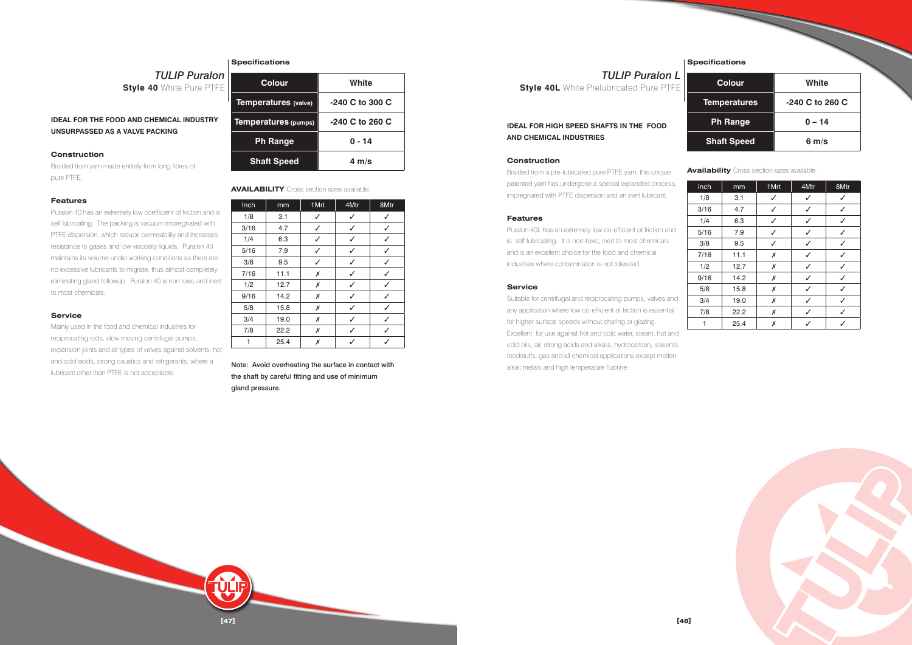## *TULIP Puralon*

**Style 40** White Pure PTFE

**IDEAL FOR THE FOOD AND CHEMICAL INDUSTRY UNSURPASSED AS A VALVE PACKING**

### Construction

Braided from yarn made entirely from long fibres of pure PTFE.

### Features

Puralon 40 has an extremely low coefficient of friction and is self lubricating. The packing is vacuum impregnated with PTFE dispersion, which reduce permeability and increases resistance to gases and low viscosity liquids. Puralon 40 maintains its volume under working conditions as there are no excessive lubricants to migrate, thus almost completely eliminating gland followup. Puralon 40 is non toxic and inert to most chemicals.

### Service

Mainly used in the food and chemical industries for reciprocating rods, slow moving centrifugal pumps, expansion joints and all types of valves against solvents, hot and cold acids, strong caustics and refrigerants, where a lubricant other than PTFE is not acceptable.

### Specifications

| Colour | White |
|---|---|
| Temperatures (valve) | -240 C to 300 C |
| Temperatures (pumps) | -240 C to 260 C |
| Ph Range | 0 - 14 |
| Shaft Speed | 4 m/s |

**AVAILABILITY** Cross section sizes available.

| Inch | mm | 1Mrt | 4Mtr | 8Mtr |
|---|---|---|---|---|
| 1/8 | 3.1 | ✓ | ✓ | ✓ |
| 3/16 | 4.7 | ✓ | ✓ | ✓ |
| 1/4 | 6.3 | ✓ | ✓ | ✓ |
| 5/16 | 7.9 | ✓ | ✓ | ✓ |
| 3/8 | 9.5 | ✓ | ✓ | ✓ |
| 7/16 | 11.1 | ✗ | ✓ | ✓ |
| 1/2 | 12.7 | ✗ | ✓ | ✓ |
| 9/16 | 14.2 | ✗ | ✓ | ✓ |
| 5/8 | 15.8 | ✗ | ✓ | ✓ |
| 3/4 | 19.0 | ✗ | ✓ | ✓ |
| 7/8 | 22.2 | ✗ | ✓ | ✓ |
| 1 | 25.4 | ✗ | ✓ | ✓ |

Note: Avoid overheating the surface in contact with the shaft by careful fitting and use of minimum gland pressure.

## *TULIP Puralon L*

**Style 40L** White Prelubricated Pure PTFE

**IDEAL FOR HIGH SPEED SHAFTS IN THE FOOD AND CHEMICAL INDUSTRIES**

### Construction

Braided from a pre-lubricated pure PTFE yarn, this unique patented yarn has undergone a special expanded process, impregnated with PTFE dispersion and an inert lubricant.

### Features

Puralon 40L has an extremely low co-efficient of friction and is self lubricating. It is non-toxic, inert to most chemicals and is an excellent choice for the food and chemical industries where contamination is not tolerated.

### Service

Suitable for centrifugal and reciprocating pumps, valves and any application where low co-efficient of friction is essential for higher surface speeds without charing or glazing. Excellent for use against hot and cold water, steam, hot and cold oils, air, strong acids and alkalis, hydrocarbon, solvents, foodstuffs, gas and all chemical applications except molten alkali metals and high temperature fluorine.

### Specifications

| Colour | White |
|---|---|
| Temperatures | -240 C to 260 C |
| Ph Range | 0 – 14 |
| Shaft Speed | 6 m/s |

**Availability** Cross section sizes available.

| Inch | mm | 1Mrt | 4Mtr | 8Mtr |
|---|---|---|---|---|
| 1/8 | 3.1 | ✓ | ✓ | ✓ |
| 3/16 | 4.7 | ✓ | ✓ | ✓ |
| 1/4 | 6.3 | ✓ | ✓ | ✓ |
| 5/16 | 7.9 | ✓ | ✓ | ✓ |
| 3/8 | 9.5 | ✓ | ✓ | ✓ |
| 7/16 | 11.1 | ✗ | ✓ | ✓ |
| 1/2 | 12.7 | ✗ | ✓ | ✓ |
| 9/16 | 14.2 | ✗ | ✓ | ✓ |
| 5/8 | 15.8 | ✗ | ✓ | ✓ |
| 3/4 | 19.0 | ✗ | ✓ | ✓ |
| 7/8 | 22.2 | ✗ | ✓ | ✓ |
| 1 | 25.4 | ✗ | ✓ | ✓ |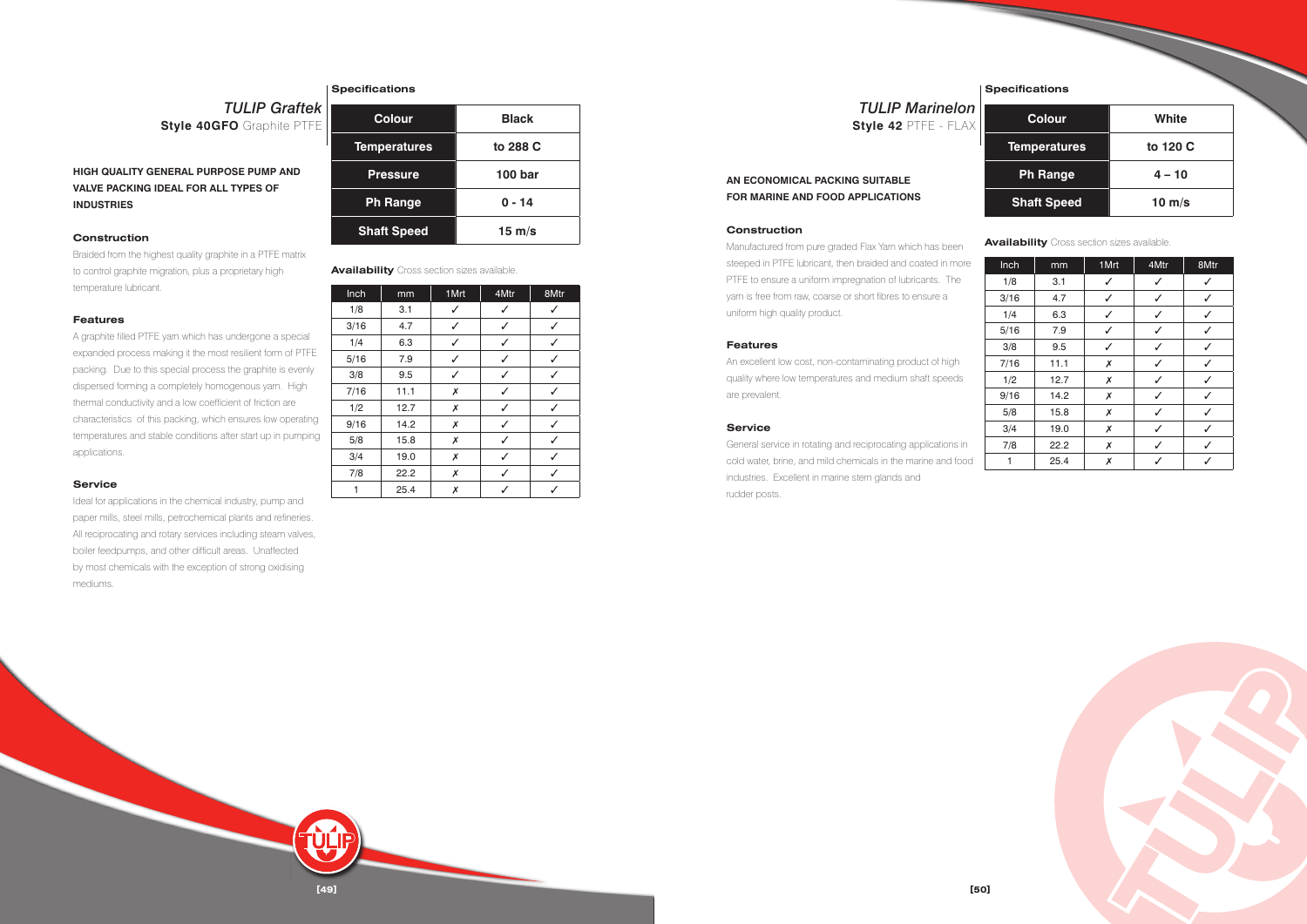## *TULIP Graftek*

**Style 40GFO** Graphite PTFE

**HIGH QUALITY GENERAL PURPOSE PUMP AND VALVE PACKING IDEAL FOR ALL TYPES OF INDUSTRIES**

### Construction

Braided from the highest quality graphite in a PTFE matrix to control graphite migration, plus a proprietary high temperature lubricant.

### Features

A graphite filled PTFE yarn which has undergone a special expanded process making it the most resilient form of PTFE packing. Due to this special process the graphite is evenly dispersed forming a completely homogenous yarn. High thermal conductivity and a low coefficient of friction are characteristics of this packing, which ensures low operating temperatures and stable conditions after start up in pumping applications.

### Service

Ideal for applications in the chemical industry, pump and paper mills, steel mills, petrochemical plants and refineries. All reciprocating and rotary services including steam valves, boiler feedpumps, and other difficult areas. Unaffected by most chemicals with the exception of strong oxidising mediums.

### Specifications

| Colour | Black |
|---|---|
| Temperatures | to 288 C |
| Pressure | 100 bar |
| Ph Range | 0 - 14 |
| Shaft Speed | 15 m/s |

**Availability** Cross section sizes available.

| Inch | mm | 1Mrt | 4Mtr | 8Mtr |
|---|---|---|---|---|
| 1/8 | 3.1 | ✓ | ✓ | ✓ |
| 3/16 | 4.7 | ✓ | ✓ | ✓ |
| 1/4 | 6.3 | ✓ | ✓ | ✓ |
| 5/16 | 7.9 | ✓ | ✓ | ✓ |
| 3/8 | 9.5 | ✓ | ✓ | ✓ |
| 7/16 | 11.1 | ✗ | ✓ | ✓ |
| 1/2 | 12.7 | ✗ | ✓ | ✓ |
| 9/16 | 14.2 | ✗ | ✓ | ✓ |
| 5/8 | 15.8 | ✗ | ✓ | ✓ |
| 3/4 | 19.0 | ✗ | ✓ | ✓ |
| 7/8 | 22.2 | ✗ | ✓ | ✓ |
| 1 | 25.4 | ✗ | ✓ | ✓ |

## *TULIP Marinelon*

**Style 42** PTFE - FLAX

**AN ECONOMICAL PACKING SUITABLE FOR MARINE AND FOOD APPLICATIONS**

### Construction

Manufactured from pure graded Flax Yarn which has been steeped in PTFE lubricant, then braided and coated in more PTFE to ensure a uniform impregnation of lubricants. The yarn is free from raw, coarse or short fibres to ensure a uniform high quality product.

### Features

An excellent low cost, non-contaminating product of high quality where low temperatures and medium shaft speeds are prevalent.

### Service

General service in rotating and reciprocating applications in cold water, brine, and mild chemicals in the marine and food industries. Excellent in marine stern glands and rudder posts.

### Specifications

| Colour | White |
|---|---|
| Temperatures | to 120 C |
| Ph Range | 4 – 10 |
| Shaft Speed | 10 m/s |

**Availability** Cross section sizes available.

| Inch | mm | 1Mrt | 4Mtr | 8Mtr |
|---|---|---|---|---|
| 1/8 | 3.1 | ✓ | ✓ | ✓ |
| 3/16 | 4.7 | ✓ | ✓ | ✓ |
| 1/4 | 6.3 | ✓ | ✓ | ✓ |
| 5/16 | 7.9 | ✓ | ✓ | ✓ |
| 3/8 | 9.5 | ✓ | ✓ | ✓ |
| 7/16 | 11.1 | ✗ | ✓ | ✓ |
| 1/2 | 12.7 | ✗ | ✓ | ✓ |
| 9/16 | 14.2 | ✗ | ✓ | ✓ |
| 5/8 | 15.8 | ✗ | ✓ | ✓ |
| 3/4 | 19.0 | ✗ | ✓ | ✓ |
| 7/8 | 22.2 | ✗ | ✓ | ✓ |
| 1 | 25.4 | ✗ | ✓ | ✓ |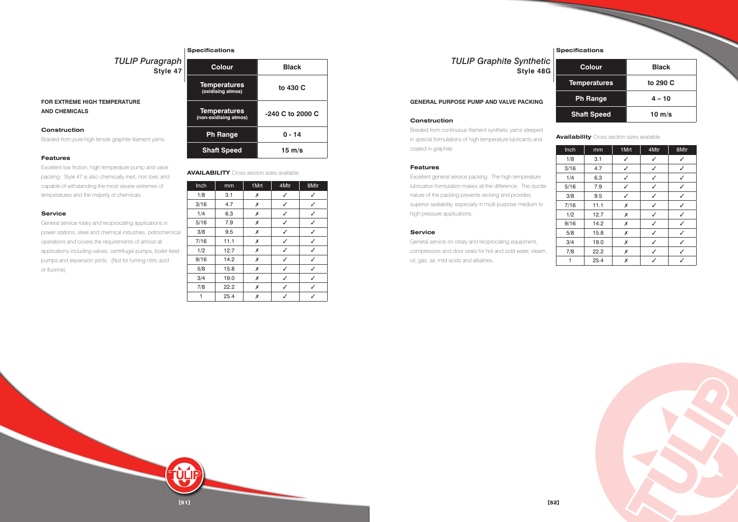## *TULIP Puragraph*
### Style 47

**FOR EXTREME HIGH TEMPERATURE AND CHEMICALS**

#### Construction

Braided from pure high tensile graphite filament yarns.

#### Features

Excellent low friction, high temperature pump and valve packing. Style 47 is also chemically inert, non toxic and capable of withstanding the most severe extremes of temperatures and the majority of chemicals.

#### Service

General service rotary and reciprocating applications in power stations, steel and chemical industries, petrochemical operations and covers the requirements of almost all applications including valves, centrifugal pumps, boiler feed pumps and expansion joints. (Not for fuming nitric acid or fluorine).

#### Specifications

| Colour | Black |
|---|---|
| Temperatures (oxidising atmos) | to 430 C |
| Temperatures (non-oxidising atmos) | -240 C to 2000 C |
| Ph Range | 0 - 14 |
| Shaft Speed | 15 m/s |

**AVAILABILITY** Cross section sizes available.

| Inch | mm | 1Mrt | 4Mtr | 8Mtr |
|---|---|---|---|---|
| 1/8 | 3.1 | ✗ | ✓ | ✓ |
| 3/16 | 4.7 | ✗ | ✓ | ✓ |
| 1/4 | 6.3 | ✗ | ✓ | ✓ |
| 5/16 | 7.9 | ✗ | ✓ | ✓ |
| 3/8 | 9.5 | ✗ | ✓ | ✓ |
| 7/16 | 11.1 | ✗ | ✓ | ✓ |
| 1/2 | 12.7 | ✗ | ✓ | ✓ |
| 9/16 | 14.2 | ✗ | ✓ | ✓ |
| 5/8 | 15.8 | ✗ | ✓ | ✓ |
| 3/4 | 19.0 | ✗ | ✓ | ✓ |
| 7/8 | 22.2 | ✗ | ✓ | ✓ |
| 1 | 25.4 | ✗ | ✓ | ✓ |

## *TULIP Graphite Synthetic*
### Style 48G

**GENERAL PURPOSE PUMP AND VALVE PACKING**

#### Construction

Braided from continuous filament synthetic yarns steeped in special formulations of high temperature lubricants and coated in graphite.

#### Features

Excellent general service packing. The high temperature lubrication formulation makes all the difference. The ductile nature of the packing prevents wicking and provides superior sealability, especially in multi-purpose medium to high pressure applications.

#### Service

General service on rotary and reciprocating equipment, compressors and door seals for hot and cold water, steam, oil, gas, air, mild acids and alkalines.

#### Specifications

| Colour | Black |
|---|---|
| Temperatures | to 290 C |
| Ph Range | 4 – 10 |
| Shaft Speed | 10 m/s |

**Availability** Cross section sizes available.

| Inch | mm | 1Mrt | 4Mtr | 8Mtr |
|---|---|---|---|---|
| 1/8 | 3.1 | ✓ | ✓ | ✓ |
| 3/16 | 4.7 | ✓ | ✓ | ✓ |
| 1/4 | 6.3 | ✓ | ✓ | ✓ |
| 5/16 | 7.9 | ✓ | ✓ | ✓ |
| 3/8 | 9.5 | ✓ | ✓ | ✓ |
| 7/16 | 11.1 | ✗ | ✓ | ✓ |
| 1/2 | 12.7 | ✗ | ✓ | ✓ |
| 9/16 | 14.2 | ✗ | ✓ | ✓ |
| 5/8 | 15.8 | ✗ | ✓ | ✓ |
| 3/4 | 19.0 | ✗ | ✓ | ✓ |
| 7/8 | 22.2 | ✗ | ✓ | ✓ |
| 1 | 25.4 | ✗ | ✓ | ✓ |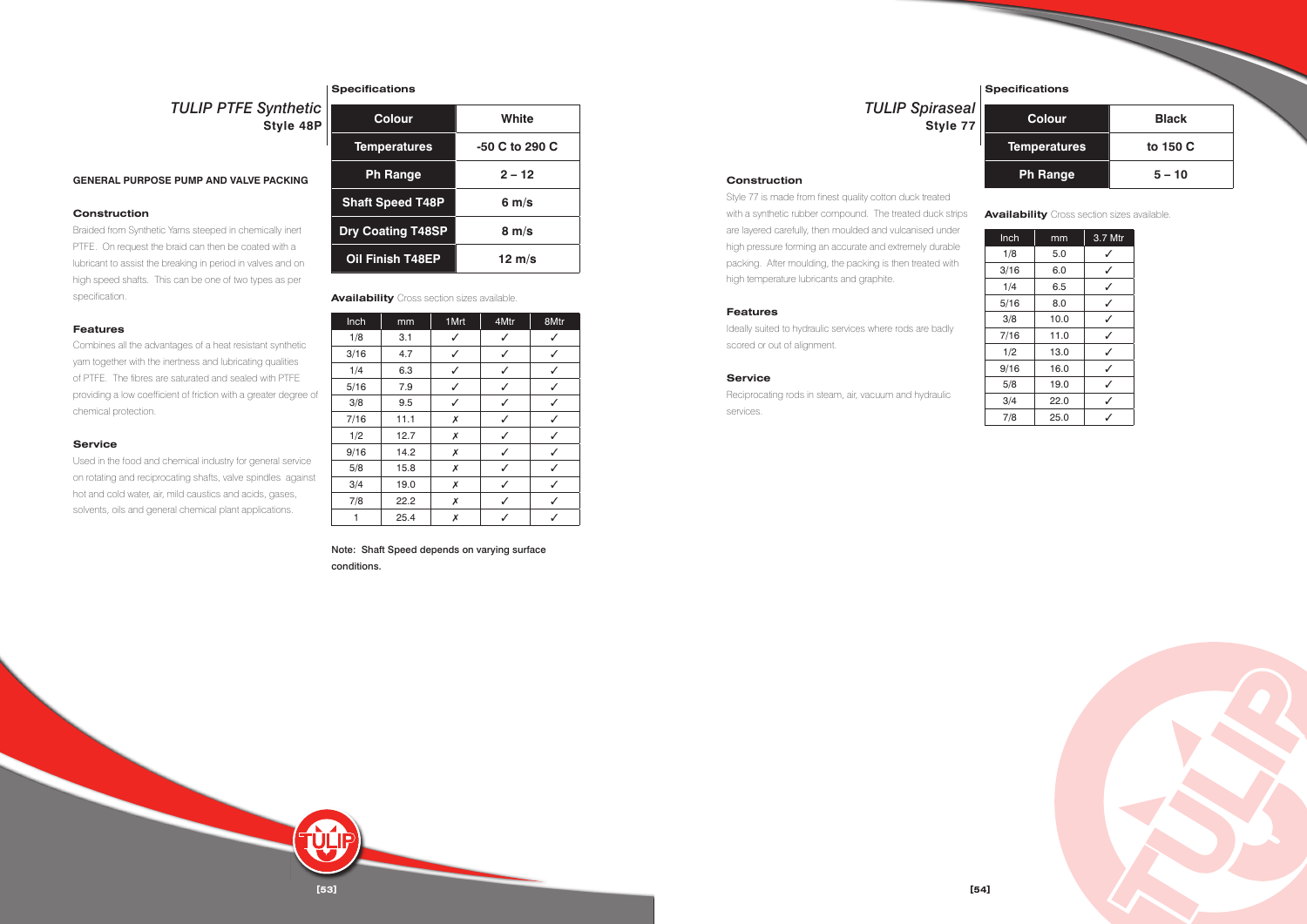## *TULIP PTFE Synthetic*

### Style 48P

**GENERAL PURPOSE PUMP AND VALVE PACKING**

### Construction

Braided from Synthetic Yarns steeped in chemically inert PTFE. On request the braid can then be coated with a lubricant to assist the breaking in period in valves and on high speed shafts. This can be one of two types as per specification.

### Features

Combines all the advantages of a heat resistant synthetic yarn together with the inertness and lubricating qualities of PTFE. The fibres are saturated and sealed with PTFE providing a low coefficient of friction with a greater degree of chemical protection.

### Service

Used in the food and chemical industry for general service on rotating and reciprocating shafts, valve spindles against hot and cold water, air, mild caustics and acids, gases, solvents, oils and general chemical plant applications.

**Specifications**

| | |
|---|---|
| Colour | White |
| Temperatures | -50 C to 290 C |
| Ph Range | 2 – 12 |
| Shaft Speed T48P | 6 m/s |
| Dry Coating T48SP | 8 m/s |
| Oil Finish T48EP | 12 m/s |

**Availability** Cross section sizes available.

| Inch | mm | 1Mrt | 4Mtr | 8Mtr |
|---|---|---|---|---|
| 1/8 | 3.1 | ✓ | ✓ | ✓ |
| 3/16 | 4.7 | ✓ | ✓ | ✓ |
| 1/4 | 6.3 | ✓ | ✓ | ✓ |
| 5/16 | 7.9 | ✓ | ✓ | ✓ |
| 3/8 | 9.5 | ✓ | ✓ | ✓ |
| 7/16 | 11.1 | ✗ | ✓ | ✓ |
| 1/2 | 12.7 | ✗ | ✓ | ✓ |
| 9/16 | 14.2 | ✗ | ✓ | ✓ |
| 5/8 | 15.8 | ✗ | ✓ | ✓ |
| 3/4 | 19.0 | ✗ | ✓ | ✓ |
| 7/8 | 22.2 | ✗ | ✓ | ✓ |
| 1 | 25.4 | ✗ | ✓ | ✓ |

Note: Shaft Speed depends on varying surface conditions.

## *TULIP Spiraseal*

### Style 77

### Construction

Style 77 is made from finest quality cotton duck treated with a synthetic rubber compound. The treated duck strips are layered carefully, then moulded and vulcanised under high pressure forming an accurate and extremely durable packing. After moulding, the packing is then treated with high temperature lubricants and graphite.

### Features

Ideally suited to hydraulic services where rods are badly scored or out of alignment.

### Service

Reciprocating rods in steam, air, vacuum and hydraulic services.

**Specifications**

| | |
|---|---|
| Colour | Black |
| Temperatures | to 150 C |
| Ph Range | 5 – 10 |

**Availability** Cross section sizes available.

| Inch | mm | 3.7 Mtr |
|---|---|---|
| 1/8 | 5.0 | ✓ |
| 3/16 | 6.0 | ✓ |
| 1/4 | 6.5 | ✓ |
| 5/16 | 8.0 | ✓ |
| 3/8 | 10.0 | ✓ |
| 7/16 | 11.0 | ✓ |
| 1/2 | 13.0 | ✓ |
| 9/16 | 16.0 | ✓ |
| 5/8 | 19.0 | ✓ |
| 3/4 | 22.0 | ✓ |
| 7/8 | 25.0 | ✓ |